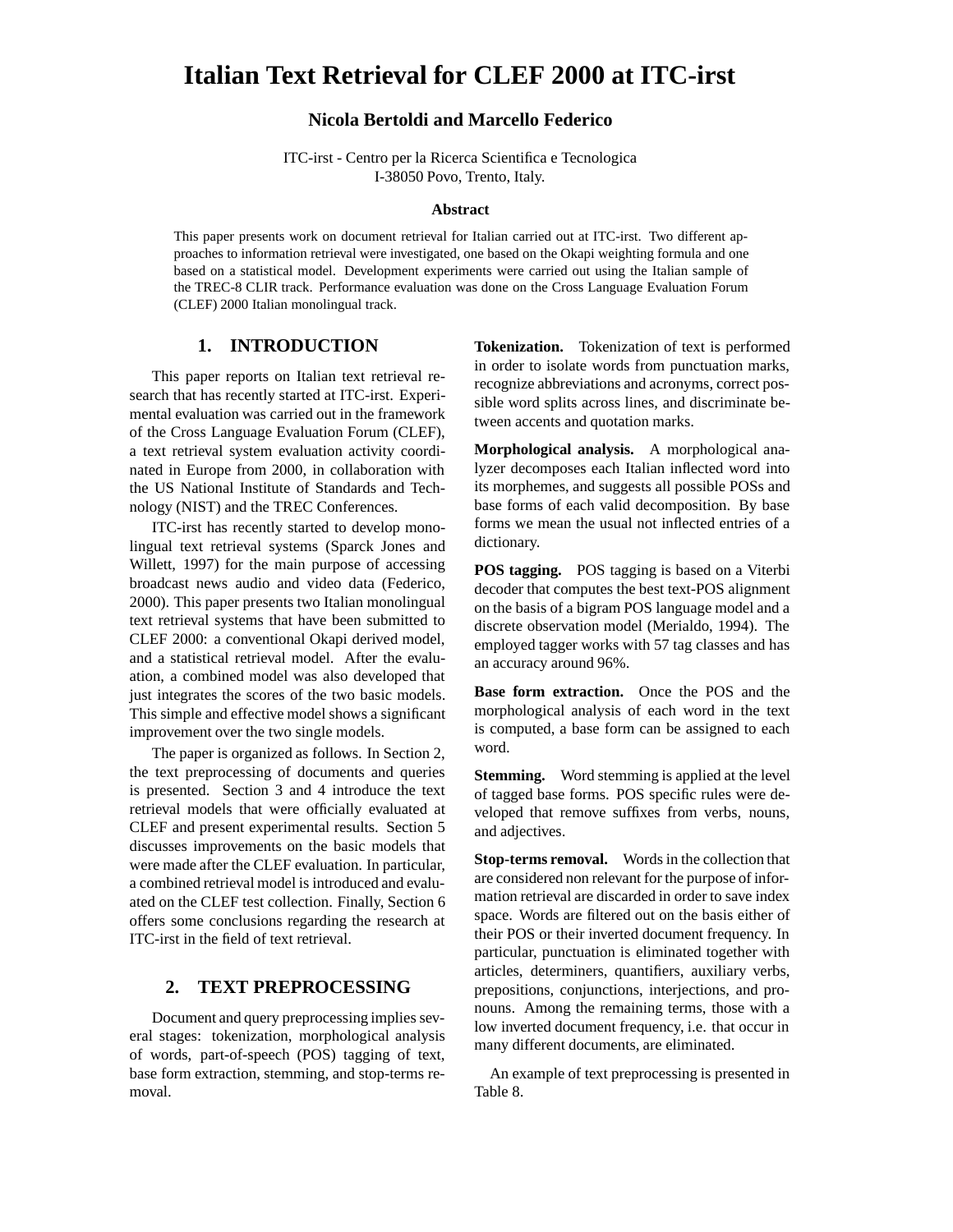# Italian Text Retrieval for CLEF 2000 at ITC-irst

**Nicola Bertoldi and Marcello Federico**

ITC-irst - Centro per la Ricerca Scientifica e Tecnologica
I-38050 Povo, Trento, Italy.

**Abstract**

This paper presents work on document retrieval for Italian carried out at ITC-irst. Two different approaches to information retrieval were investigated, one based on the Okapi weighting formula and one based on a statistical model. Development experiments were carried out using the Italian sample of the TREC-8 CLIR track. Performance evaluation was done on the Cross Language Evaluation Forum (CLEF) 2000 Italian monolingual track.

## 1. INTRODUCTION

This paper reports on Italian text retrieval research that has recently started at ITC-irst. Experimental evaluation was carried out in the framework of the Cross Language Evaluation Forum (CLEF), a text retrieval system evaluation activity coordinated in Europe from 2000, in collaboration with the US National Institute of Standards and Technology (NIST) and the TREC Conferences.

ITC-irst has recently started to develop monolingual text retrieval systems (Sparck Jones and Willett, 1997) for the main purpose of accessing broadcast news audio and video data (Federico, 2000). This paper presents two Italian monolingual text retrieval systems that have been submitted to CLEF 2000: a conventional Okapi derived model, and a statistical retrieval model. After the evaluation, a combined model was also developed that just integrates the scores of the two basic models. This simple and effective model shows a significant improvement over the two single models.

The paper is organized as follows. In Section 2, the text preprocessing of documents and queries is presented. Section 3 and 4 introduce the text retrieval models that were officially evaluated at CLEF and present experimental results. Section 5 discusses improvements on the basic models that were made after the CLEF evaluation. In particular, a combined retrieval model is introduced and evaluated on the CLEF test collection. Finally, Section 6 offers some conclusions regarding the research at ITC-irst in the field of text retrieval.

## 2. TEXT PREPROCESSING

Document and query preprocessing implies several stages: tokenization, morphological analysis of words, part-of-speech (POS) tagging of text, base form extraction, stemming, and stop-terms removal.

**Tokenization.** Tokenization of text is performed in order to isolate words from punctuation marks, recognize abbreviations and acronyms, correct possible word splits across lines, and discriminate between accents and quotation marks.

**Morphological analysis.** A morphological analyzer decomposes each Italian inflected word into its morphemes, and suggests all possible POSs and base forms of each valid decomposition. By base forms we mean the usual not inflected entries of a dictionary.

**POS tagging.** POS tagging is based on a Viterbi decoder that computes the best text-POS alignment on the basis of a bigram POS language model and a discrete observation model (Merialdo, 1994). The employed tagger works with 57 tag classes and has an accuracy around 96%.

**Base form extraction.** Once the POS and the morphological analysis of each word in the text is computed, a base form can be assigned to each word.

**Stemming.** Word stemming is applied at the level of tagged base forms. POS specific rules were developed that remove suffixes from verbs, nouns, and adjectives.

**Stop-terms removal.** Words in the collection that are considered non relevant for the purpose of information retrieval are discarded in order to save index space. Words are filtered out on the basis either of their POS or their inverted document frequency. In particular, punctuation is eliminated together with articles, determiners, quantifiers, auxiliary verbs, prepositions, conjunctions, interjections, and pronouns. Among the remaining terms, those with a low inverted document frequency, i.e. that occur in many different documents, are eliminated.

An example of text preprocessing is presented in Table 8.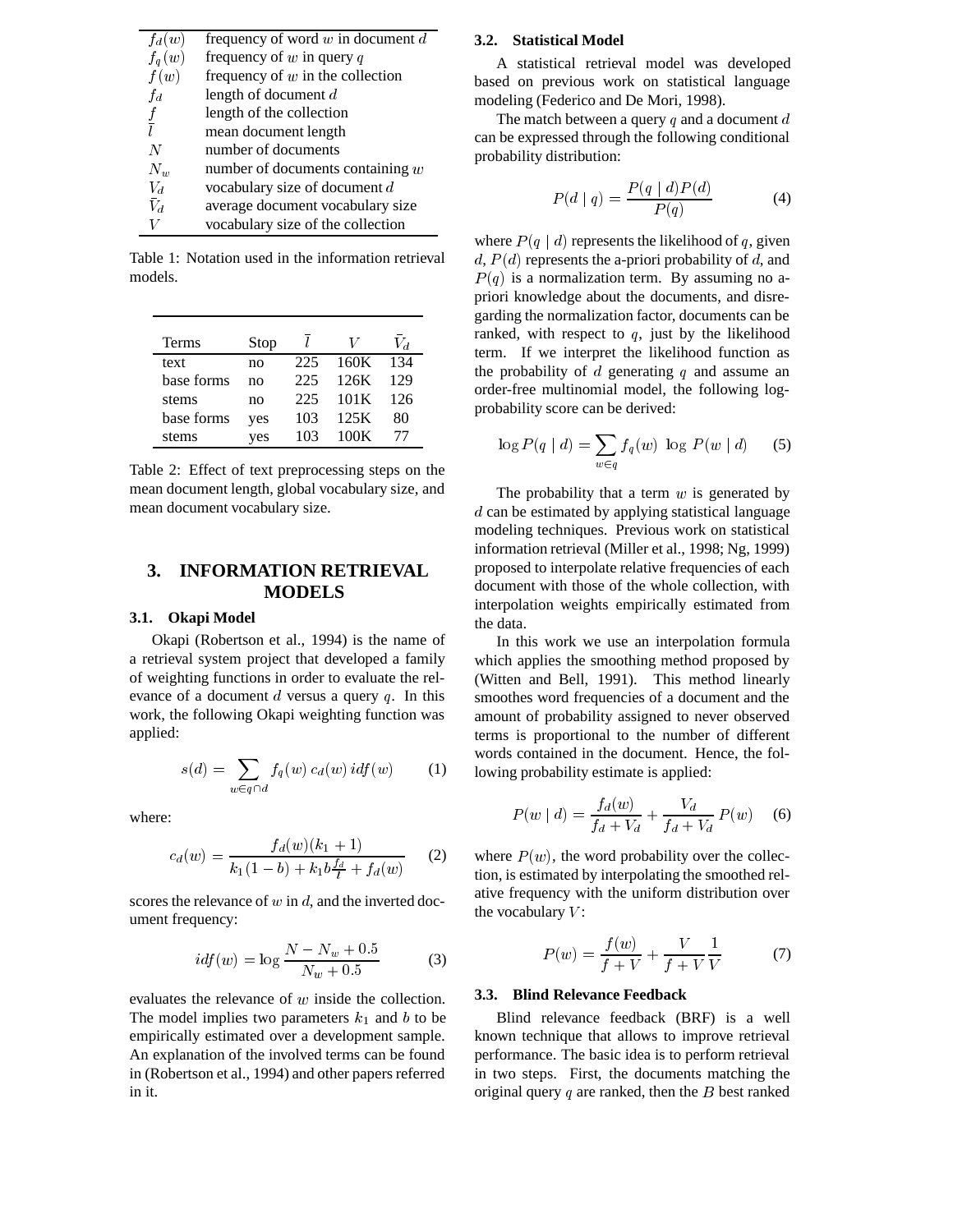| | |
|---|---|
| $f_d(w)$ | frequency of word $w$ in document $d$ |
| $f_q(w)$ | frequency of $w$ in query $q$ |
| $f(w)$ | frequency of $w$ in the collection |
| $f_d$ | length of document $d$ |
| $f$ | length of the collection |
| $\bar{l}$ | mean document length |
| $N$ | number of documents |
| $N_w$ | number of documents containing $w$ |
| $V_d$ | vocabulary size of document $d$ |
| $\bar{V}_d$ | average document vocabulary size |
| $V$ | vocabulary size of the collection |

Table 1: Notation used in the information retrieval models.

| Terms | Stop | $\bar{l}$ | $V$ | $\bar{V}_d$ |
|---|---|---|---|---|
| text | no | 225 | 160K | 134 |
| base forms | no | 225 | 126K | 129 |
| stems | no | 225 | 101K | 126 |
| base forms | yes | 103 | 125K | 80 |
| stems | yes | 103 | 100K | 77 |

Table 2: Effect of text preprocessing steps on the mean document length, global vocabulary size, and mean document vocabulary size.

# 3. INFORMATION RETRIEVAL MODELS

## 3.1. Okapi Model

Okapi (Robertson et al., 1994) is the name of a retrieval system project that developed a family of weighting functions in order to evaluate the relevance of a document $d$ versus a query $q$. In this work, the following Okapi weighting function was applied:

$$s(d) = \sum_{w \in q \cap d} f_q(w)\, c_d(w)\, idf(w) \qquad (1)$$

where:

$$c_d(w) = \frac{f_d(w)(k_1 + 1)}{k_1(1-b) + k_1 b \frac{f_d}{\bar{l}} + f_d(w)} \qquad (2)$$

scores the relevance of $w$ in $d$, and the inverted document frequency:

$$idf(w) = \log \frac{N - N_w + 0.5}{N_w + 0.5} \qquad (3)$$

evaluates the relevance of $w$ inside the collection. The model implies two parameters $k_1$ and $b$ to be empirically estimated over a development sample. An explanation of the involved terms can be found in (Robertson et al., 1994) and other papers referred in it.

## 3.2. Statistical Model

A statistical retrieval model was developed based on previous work on statistical language modeling (Federico and De Mori, 1998).

The match between a query $q$ and a document $d$ can be expressed through the following conditional probability distribution:

$$P(d \mid q) = \frac{P(q \mid d)P(d)}{P(q)} \qquad (4)$$

where $P(q \mid d)$ represents the likelihood of $q$, given $d$, $P(d)$ represents the a-priori probability of $d$, and $P(q)$ is a normalization term. By assuming no a-priori knowledge about the documents, and disregarding the normalization factor, documents can be ranked, with respect to $q$, just by the likelihood term. If we interpret the likelihood function as the probability of $d$ generating $q$ and assume an order-free multinomial model, the following log-probability score can be derived:

$$\log P(q \mid d) = \sum_{w \in q} f_q(w)\ \log\ P(w \mid d) \qquad (5)$$

The probability that a term $w$ is generated by $d$ can be estimated by applying statistical language modeling techniques. Previous work on statistical information retrieval (Miller et al., 1998; Ng, 1999) proposed to interpolate relative frequencies of each document with those of the whole collection, with interpolation weights empirically estimated from the data.

In this work we use an interpolation formula which applies the smoothing method proposed by (Witten and Bell, 1991). This method linearly smoothes word frequencies of a document and the amount of probability assigned to never observed terms is proportional to the number of different words contained in the document. Hence, the following probability estimate is applied:

$$P(w \mid d) = \frac{f_d(w)}{f_d + V_d} + \frac{V_d}{f_d + V_d}\, P(w) \qquad (6)$$

where $P(w)$, the word probability over the collection, is estimated by interpolating the smoothed relative frequency with the uniform distribution over the vocabulary $V$:

$$P(w) = \frac{f(w)}{f + V} + \frac{V}{f + V}\,\frac{1}{V} \qquad (7)$$

## 3.3. Blind Relevance Feedback

Blind relevance feedback (BRF) is a well known technique that allows to improve retrieval performance. The basic idea is to perform retrieval in two steps. First, the documents matching the original query $q$ are ranked, then the $B$ best ranked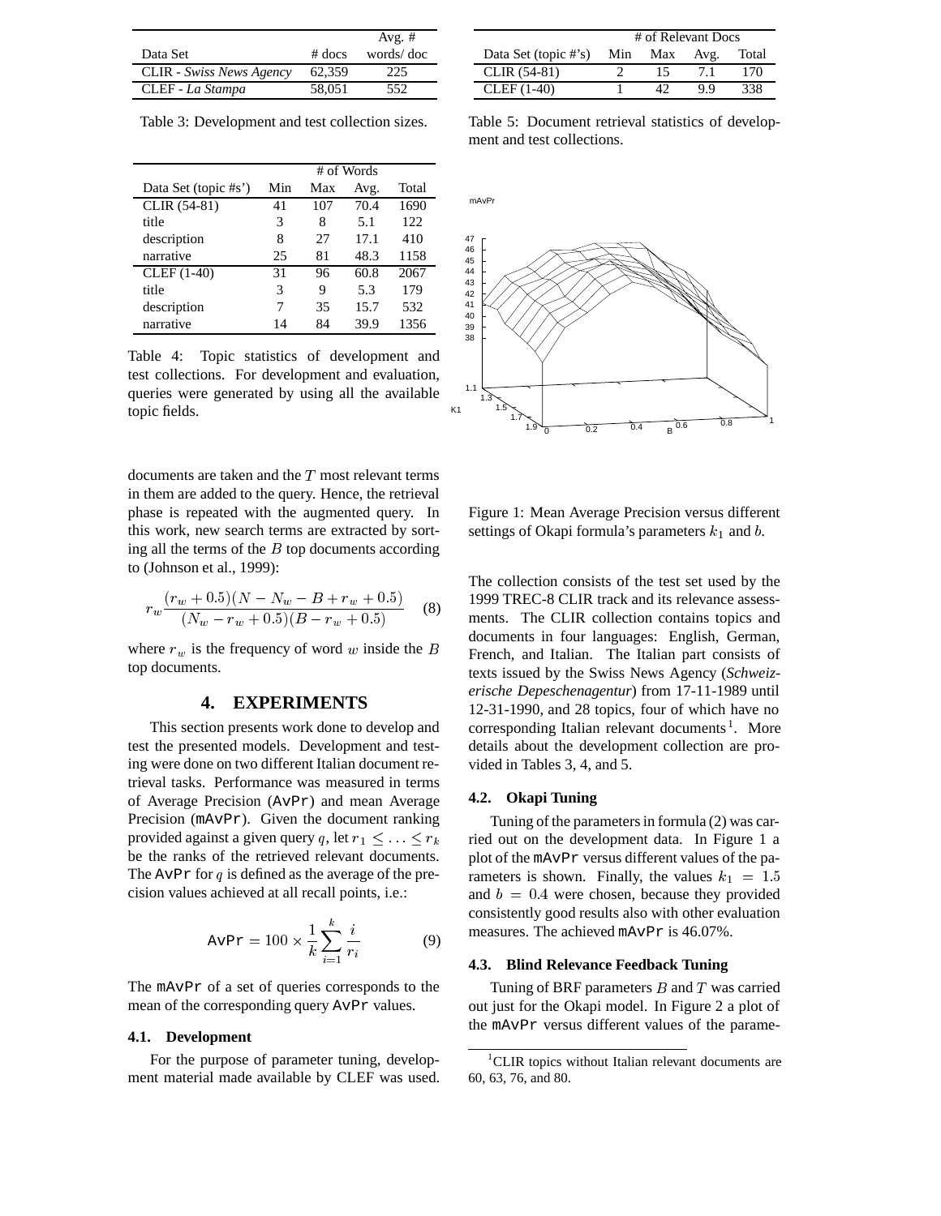| Data Set | # docs | Avg. # words/ doc |
|---|---|---|
| CLIR - *Swiss News Agency* | 62,359 | 225 |
| CLEF - *La Stampa* | 58,051 | 552 |

Table 3: Development and test collection sizes.

| | # of Words | | | |
|---|---|---|---|---|
| Data Set (topic #s') | Min | Max | Avg. | Total |
| CLIR (54-81) | 41 | 107 | 70.4 | 1690 |
| title | 3 | 8 | 5.1 | 122 |
| description | 8 | 27 | 17.1 | 410 |
| narrative | 25 | 81 | 48.3 | 1158 |
| CLEF (1-40) | 31 | 96 | 60.8 | 2067 |
| title | 3 | 9 | 5.3 | 179 |
| description | 7 | 35 | 15.7 | 532 |
| narrative | 14 | 84 | 39.9 | 1356 |

Table 4: Topic statistics of development and test collections. For development and evaluation, queries were generated by using all the available topic fields.

| | # of Relevant Docs | | | |
|---|---|---|---|---|
| Data Set (topic #'s) | Min | Max | Avg. | Total |
| CLIR (54-81) | 2 | 15 | 7.1 | 170 |
| CLEF (1-40) | 1 | 42 | 9.9 | 338 |

Table 5: Document retrieval statistics of development and test collections.

Figure 1: Mean Average Precision versus different settings of Okapi formula's parameters $k_1$ and $b$.

documents are taken and the $T$ most relevant terms in them are added to the query. Hence, the retrieval phase is repeated with the augmented query. In this work, new search terms are extracted by sorting all the terms of the $B$ top documents according to (Johnson et al., 1999):

$$r_w \frac{(r_w + 0.5)(N - N_w - B + r_w + 0.5)}{(N_w - r_w + 0.5)(B - r_w + 0.5)} \quad (8)$$

where $r_w$ is the frequency of word $w$ inside the $B$ top documents.

## 4. EXPERIMENTS

This section presents work done to develop and test the presented models. Development and testing were done on two different Italian document retrieval tasks. Performance was measured in terms of Average Precision (AvPr) and mean Average Precision (mAvPr). Given the document ranking provided against a given query $q$, let $r_1 \leq \ldots \leq r_k$ be the ranks of the retrieved relevant documents. The AvPr for $q$ is defined as the average of the precision values achieved at all recall points, i.e.:

$$\texttt{AvPr} = 100 \times \frac{1}{k} \sum_{i=1}^{k} \frac{i}{r_i} \quad (9)$$

The mAvPr of a set of queries corresponds to the mean of the corresponding query AvPr values.

### 4.1. Development

For the purpose of parameter tuning, development material made available by CLEF was used. The collection consists of the test set used by the 1999 TREC-8 CLIR track and its relevance assessments. The CLIR collection contains topics and documents in four languages: English, German, French, and Italian. The Italian part consists of texts issued by the Swiss News Agency (*Schweizerische Depeschenagentur*) from 17-11-1989 until 12-31-1990, and 28 topics, four of which have no corresponding Italian relevant documents[1]. More details about the development collection are provided in Tables 3, 4, and 5.

### 4.2. Okapi Tuning

Tuning of the parameters in formula (2) was carried out on the development data. In Figure 1 a plot of the mAvPr versus different values of the parameters is shown. Finally, the values $k_1 = 1.5$ and $b = 0.4$ were chosen, because they provided consistently good results also with other evaluation measures. The achieved mAvPr is 46.07%.

### 4.3. Blind Relevance Feedback Tuning

Tuning of BRF parameters $B$ and $T$ was carried out just for the Okapi model. In Figure 2 a plot of the mAvPr versus different values of the parame-

[1] CLIR topics without Italian relevant documents are 60, 63, 76, and 80.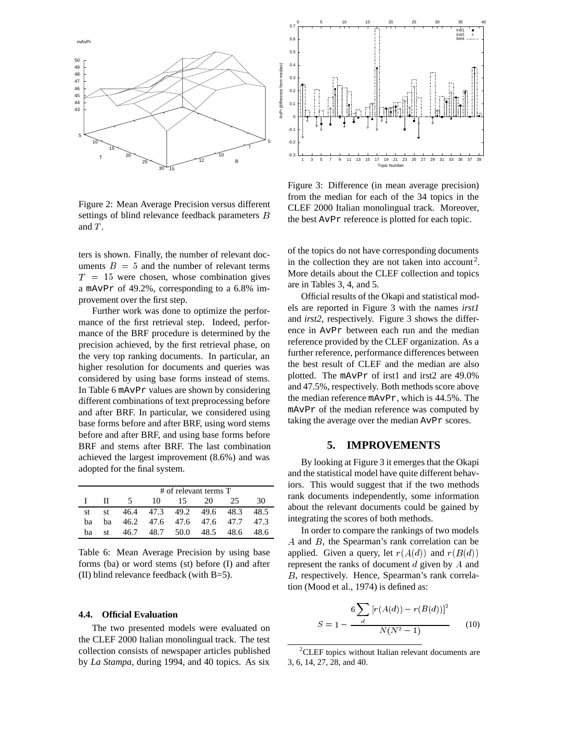Figure 2: Mean Average Precision versus different settings of blind relevance feedback parameters $B$ and $T$.

Figure 3: Difference (in mean average precision) from the median for each of the 34 topics in the CLEF 2000 Italian monolingual track. Moreover, the best `AvPr` reference is plotted for each topic.

ters is shown. Finally, the number of relevant documents $B = 5$ and the number of relevant terms $T = 15$ were chosen, whose combination gives a `mAvPr` of 49.2%, corresponding to a 6.8% improvement over the first step.

Further work was done to optimize the performance of the first retrieval step. Indeed, performance of the BRF procedure is determined by the precision achieved, by the first retrieval phase, on the very top ranking documents. In particular, an higher resolution for documents and queries was considered by using base forms instead of stems. In Table 6 `mAvPr` values are shown by considering different combinations of text preprocessing before and after BRF. In particular, we considered using base forms before and after BRF, using word stems before and after BRF, and using base forms before BRF and stems after BRF. The last combination achieved the largest improvement (8.6%) and was adopted for the final system.

| | | # of relevant terms T | | | | | |
|---|---|---|---|---|---|---|---|
| I | II | 5 | 10 | 15 | 20 | 25 | 30 |
| st | st | 46.4 | 47.3 | 49.2 | 49.6 | 48.3 | 48.5 |
| ba | ba | 46.2 | 47.6 | 47.6 | 47.6 | 47.7 | 47.3 |
| ba | st | 46.7 | 48.7 | 50.0 | 48.5 | 48.6 | 48.6 |

Table 6: Mean Average Precision by using base forms (ba) or word stems (st) before (I) and after (II) blind relevance feedback (with B=5).

### 4.4. Official Evaluation

The two presented models were evaluated on the CLEF 2000 Italian monolingual track. The test collection consists of newspaper articles published by *La Stampa*, during 1994, and 40 topics. As six of the topics do not have corresponding documents in the collection they are not taken into account[2]. More details about the CLEF collection and topics are in Tables 3, 4, and 5.

Official results of the Okapi and statistical models are reported in Figure 3 with the names *irst1* and *irst2*, respectively. Figure 3 shows the difference in `AvPr` between each run and the median reference provided by the CLEF organization. As a further reference, performance differences between the best result of CLEF and the median are also plotted. The `mAvPr` of irst1 and irst2 are 49.0% and 47.5%, respectively. Both methods score above the median reference `mAvPr`, which is 44.5%. The `mAvPr` of the median reference was computed by taking the average over the median `AvPr` scores.

## 5. IMPROVEMENTS

By looking at Figure 3 it emerges that the Okapi and the statistical model have quite different behaviors. This would suggest that if the two methods rank documents independently, some information about the relevant documents could be gained by integrating the scores of both methods.

In order to compare the rankings of two models $A$ and $B$, the Spearman's rank correlation can be applied. Given a query, let $r(A(d))$ and $r(B(d))$ represent the ranks of document $d$ given by $A$ and $B$, respectively. Hence, Spearman's rank correlation (Mood et al., 1974) is defined as:

$$S = 1 - \frac{6 \sum_{d} \left[ r(A(d)) - r(B(d)) \right]^2}{N(N^2 - 1)} \quad (10)$$

[2]CLEF topics without Italian relevant documents are 3, 6, 14, 27, 28, and 40.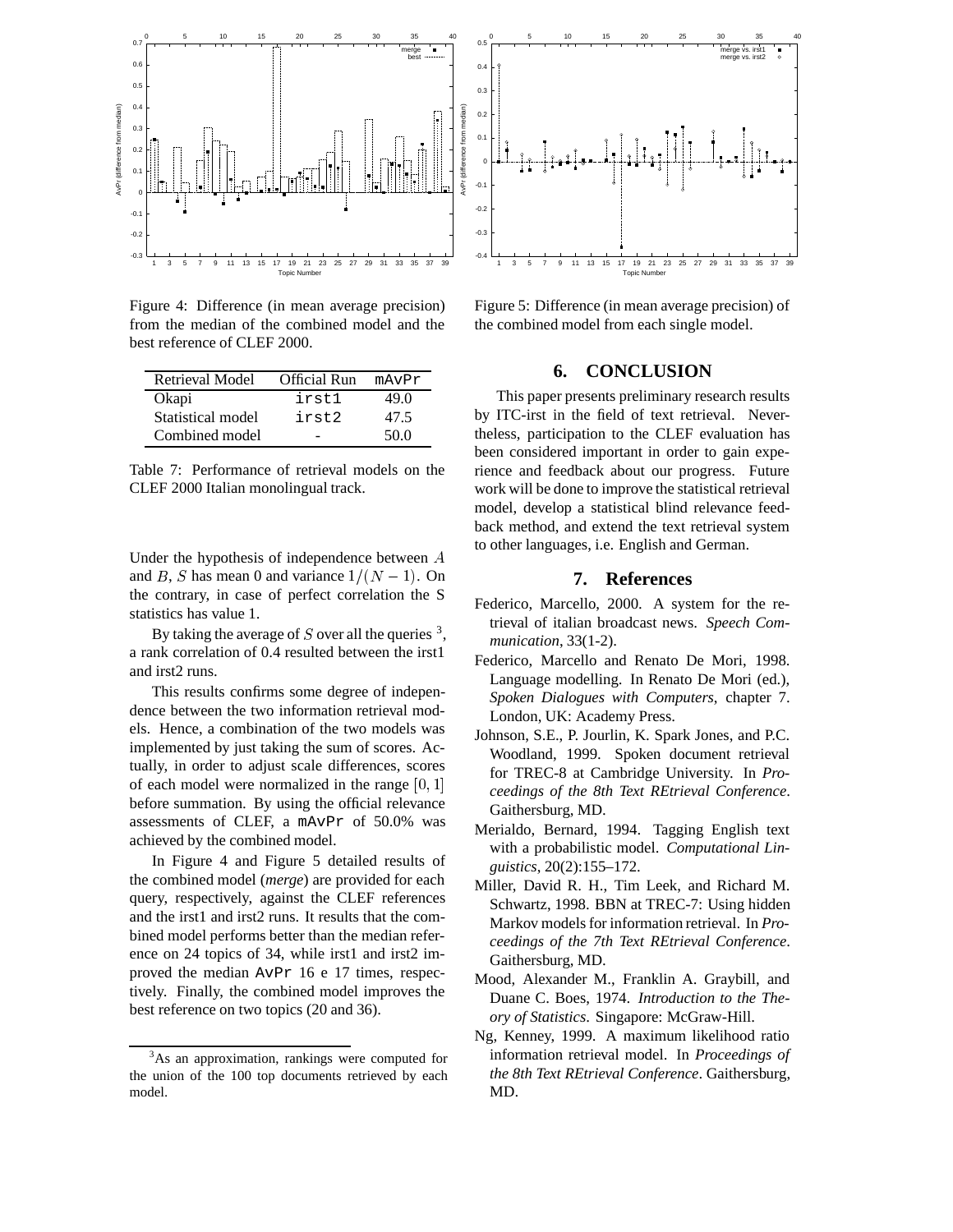Figure 4: Difference (in mean average precision) from the median of the combined model and the best reference of CLEF 2000.

Figure 5: Difference (in mean average precision) of the combined model from each single model.

| Retrieval Model | Official Run | mAvPr |
|---|---|---|
| Okapi | irst1 | 49.0 |
| Statistical model | irst2 | 47.5 |
| Combined model | - | 50.0 |

Table 7: Performance of retrieval models on the CLEF 2000 Italian monolingual track.

Under the hypothesis of independence between $A$ and $B$, $S$ has mean 0 and variance $1/(N-1)$. On the contrary, in case of perfect correlation the S statistics has value 1.

By taking the average of $S$ over all the queries [3], a rank correlation of 0.4 resulted between the irst1 and irst2 runs.

This results confirms some degree of independence between the two information retrieval models. Hence, a combination of the two models was implemented by just taking the sum of scores. Actually, in order to adjust scale differences, scores of each model were normalized in the range $[0, 1]$ before summation. By using the official relevance assessments of CLEF, a mAvPr of 50.0% was achieved by the combined model.

In Figure 4 and Figure 5 detailed results of the combined model (*merge*) are provided for each query, respectively, against the CLEF references and the irst1 and irst2 runs. It results that the combined model performs better than the median reference on 24 topics of 34, while irst1 and irst2 improved the median AvPr 16 e 17 times, respectively. Finally, the combined model improves the best reference on two topics (20 and 36).

[3] As an approximation, rankings were computed for the union of the 100 top documents retrieved by each model.

## 6. CONCLUSION

This paper presents preliminary research results by ITC-irst in the field of text retrieval. Nevertheless, participation to the CLEF evaluation has been considered important in order to gain experience and feedback about our progress. Future work will be done to improve the statistical retrieval model, develop a statistical blind relevance feedback method, and extend the text retrieval system to other languages, i.e. English and German.

## 7. References

Federico, Marcello, 2000. A system for the retrieval of italian broadcast news. *Speech Communication*, 33(1-2).

Federico, Marcello and Renato De Mori, 1998. Language modelling. In Renato De Mori (ed.), *Spoken Dialogues with Computers*, chapter 7. London, UK: Academy Press.

Johnson, S.E., P. Jourlin, K. Spark Jones, and P.C. Woodland, 1999. Spoken document retrieval for TREC-8 at Cambridge University. In *Proceedings of the 8th Text REtrieval Conference*. Gaithersburg, MD.

Merialdo, Bernard, 1994. Tagging English text with a probabilistic model. *Computational Linguistics*, 20(2):155–172.

Miller, David R. H., Tim Leek, and Richard M. Schwartz, 1998. BBN at TREC-7: Using hidden Markov models for information retrieval. In *Proceedings of the 7th Text REtrieval Conference*. Gaithersburg, MD.

Mood, Alexander M., Franklin A. Graybill, and Duane C. Boes, 1974. *Introduction to the Theory of Statistics*. Singapore: McGraw-Hill.

Ng, Kenney, 1999. A maximum likelihood ratio information retrieval model. In *Proceedings of the 8th Text REtrieval Conference*. Gaithersburg, MD.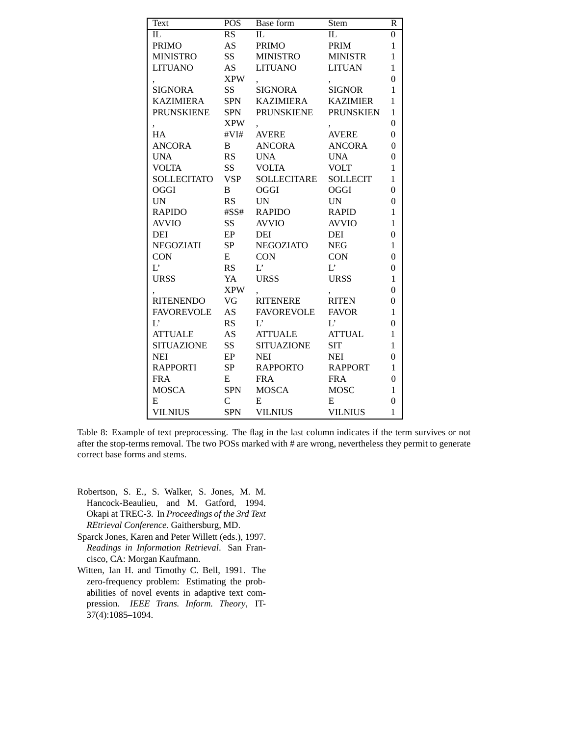| Text | POS | Base form | Stem | R |
|---|---|---|---|---|
| IL | RS | IL | IL | 0 |
| PRIMO | AS | PRIMO | PRIM | 1 |
| MINISTRO | SS | MINISTRO | MINISTR | 1 |
| LITUANO | AS | LITUANO | LITUAN | 1 |
| , | XPW | , | , | 0 |
| SIGNORA | SS | SIGNORA | SIGNOR | 1 |
| KAZIMIERA | SPN | KAZIMIERA | KAZIMIER | 1 |
| PRUNSKIENE | SPN | PRUNSKIENE | PRUNSKIEN | 1 |
| , | XPW | , | , | 0 |
| HA | #VI# | AVERE | AVERE | 0 |
| ANCORA | B | ANCORA | ANCORA | 0 |
| UNA | RS | UNA | UNA | 0 |
| VOLTA | SS | VOLTA | VOLT | 1 |
| SOLLECITATO | VSP | SOLLECITARE | SOLLECIT | 1 |
| OGGI | B | OGGI | OGGI | 0 |
| UN | RS | UN | UN | 0 |
| RAPIDO | #SS# | RAPIDO | RAPID | 1 |
| AVVIO | SS | AVVIO | AVVIO | 1 |
| DEI | EP | DEI | DEI | 0 |
| NEGOZIATI | SP | NEGOZIATO | NEG | 1 |
| CON | E | CON | CON | 0 |
| L’ | RS | L’ | L’ | 0 |
| URSS | YA | URSS | URSS | 1 |
| , | XPW | , | , | 0 |
| RITENENDO | VG | RITENERE | RITEN | 0 |
| FAVOREVOLE | AS | FAVOREVOLE | FAVOR | 1 |
| L’ | RS | L’ | L’ | 0 |
| ATTUALE | AS | ATTUALE | ATTUAL | 1 |
| SITUAZIONE | SS | SITUAZIONE | SIT | 1 |
| NEI | EP | NEI | NEI | 0 |
| RAPPORTI | SP | RAPPORTO | RAPPORT | 1 |
| FRA | E | FRA | FRA | 0 |
| MOSCA | SPN | MOSCA | MOSC | 1 |
| E | C | E | E | 0 |
| VILNIUS | SPN | VILNIUS | VILNIUS | 1 |

Table 8: Example of text preprocessing. The flag in the last column indicates if the term survives or not after the stop-terms removal. The two POSs marked with # are wrong, nevertheless they permit to generate correct base forms and stems.

Robertson, S. E., S. Walker, S. Jones, M. M. Hancock-Beaulieu, and M. Gatford, 1994. Okapi at TREC-3. In *Proceedings of the 3rd Text REtrieval Conference*. Gaithersburg, MD.

Sparck Jones, Karen and Peter Willett (eds.), 1997. *Readings in Information Retrieval*. San Francisco, CA: Morgan Kaufmann.

Witten, Ian H. and Timothy C. Bell, 1991. The zero-frequency problem: Estimating the probabilities of novel events in adaptive text compression. *IEEE Trans. Inform. Theory*, IT-37(4):1085–1094.